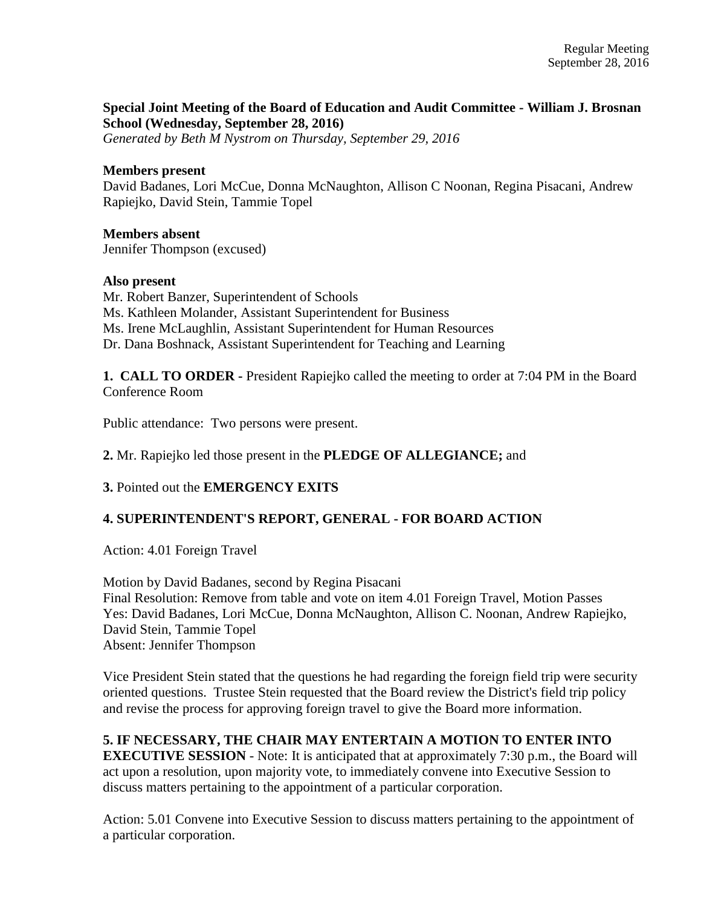**Special Joint Meeting of the Board of Education and Audit Committee - William J. Brosnan School (Wednesday, September 28, 2016)**
*Generated by Beth M Nystrom on Thursday, September 29, 2016*

**Members present**
David Badanes, Lori McCue, Donna McNaughton, Allison C Noonan, Regina Pisacani, Andrew Rapiejko, David Stein, Tammie Topel

**Members absent**
Jennifer Thompson (excused)

**Also present**
Mr. Robert Banzer, Superintendent of Schools
Ms. Kathleen Molander, Assistant Superintendent for Business
Ms. Irene McLaughlin, Assistant Superintendent for Human Resources
Dr. Dana Boshnack, Assistant Superintendent for Teaching and Learning

**1. CALL TO ORDER -** President Rapiejko called the meeting to order at 7:04 PM in the Board Conference Room

Public attendance: Two persons were present.

**2.** Mr. Rapiejko led those present in the **PLEDGE OF ALLEGIANCE;** and

**3.** Pointed out the **EMERGENCY EXITS**

**4. SUPERINTENDENT'S REPORT, GENERAL - FOR BOARD ACTION**

Action: 4.01 Foreign Travel

Motion by David Badanes, second by Regina Pisacani
Final Resolution: Remove from table and vote on item 4.01 Foreign Travel, Motion Passes
Yes: David Badanes, Lori McCue, Donna McNaughton, Allison C. Noonan, Andrew Rapiejko, David Stein, Tammie Topel
Absent: Jennifer Thompson

Vice President Stein stated that the questions he had regarding the foreign field trip were security oriented questions. Trustee Stein requested that the Board review the District's field trip policy and revise the process for approving foreign travel to give the Board more information.

**5. IF NECESSARY, THE CHAIR MAY ENTERTAIN A MOTION TO ENTER INTO EXECUTIVE SESSION** - Note: It is anticipated that at approximately 7:30 p.m., the Board will act upon a resolution, upon majority vote, to immediately convene into Executive Session to discuss matters pertaining to the appointment of a particular corporation.

Action: 5.01 Convene into Executive Session to discuss matters pertaining to the appointment of a particular corporation.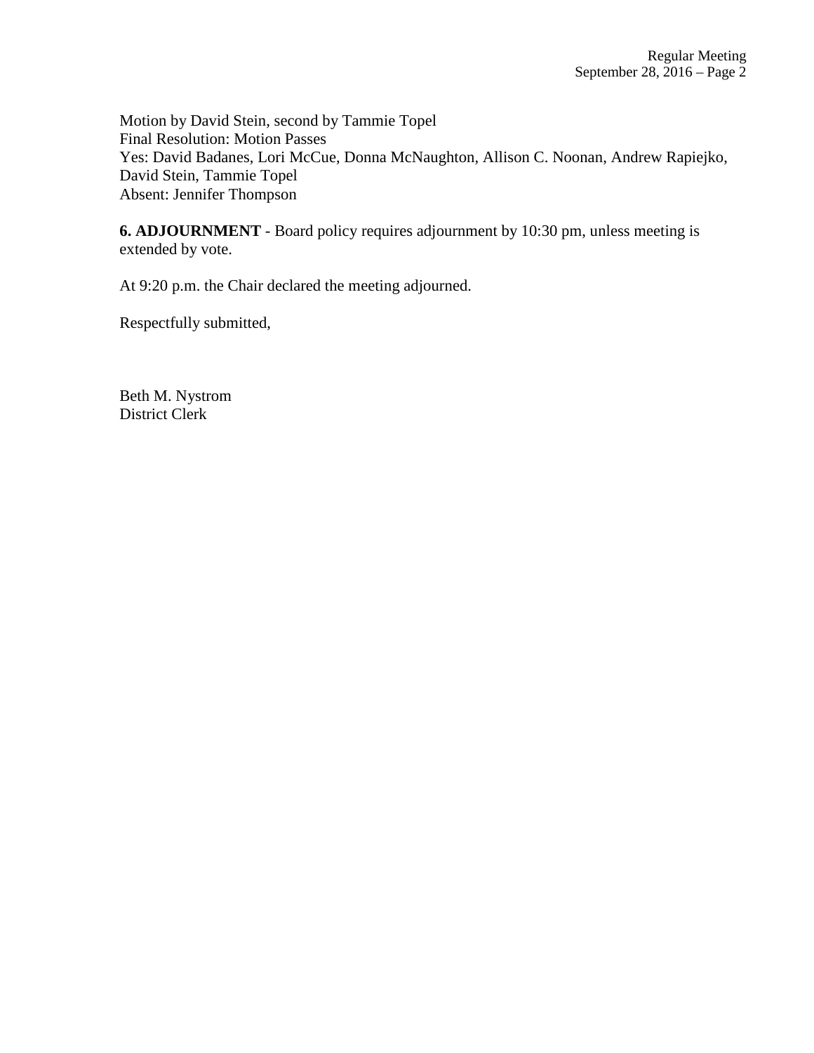Motion by David Stein, second by Tammie Topel
Final Resolution: Motion Passes
Yes: David Badanes, Lori McCue, Donna McNaughton, Allison C. Noonan, Andrew Rapiejko, David Stein, Tammie Topel
Absent: Jennifer Thompson

**6. ADJOURNMENT** - Board policy requires adjournment by 10:30 pm, unless meeting is extended by vote.

At 9:20 p.m. the Chair declared the meeting adjourned.

Respectfully submitted,

Beth M. Nystrom
District Clerk